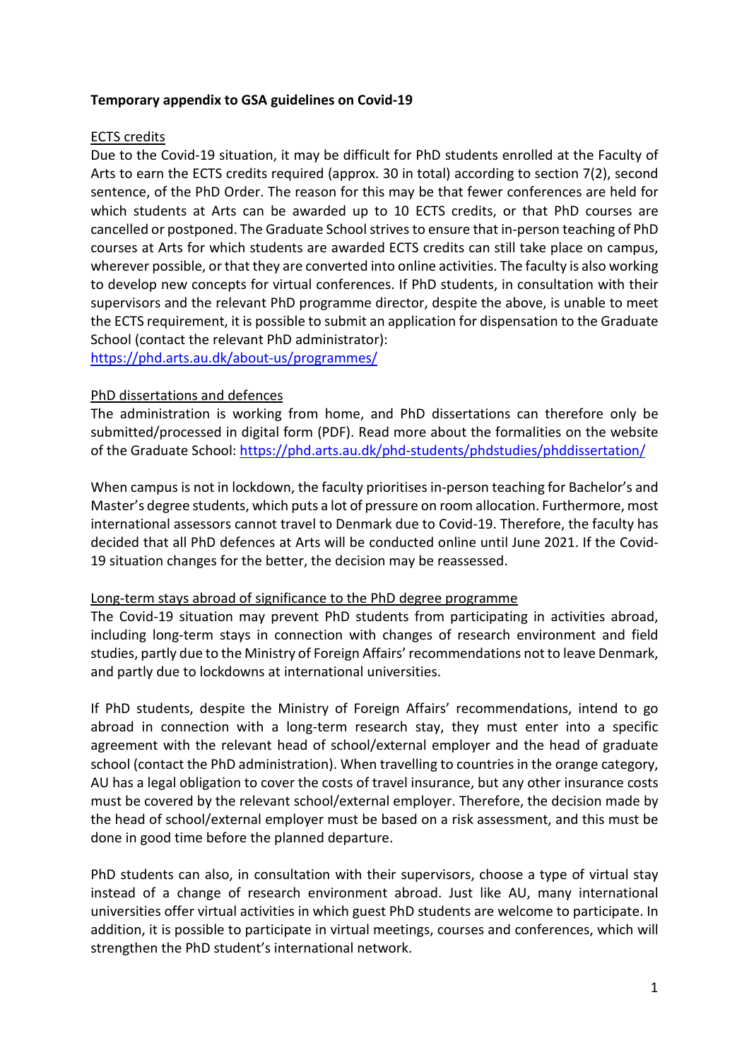**Temporary appendix to GSA guidelines on Covid-19**

ECTS credits

Due to the Covid-19 situation, it may be difficult for PhD students enrolled at the Faculty of Arts to earn the ECTS credits required (approx. 30 in total) according to section 7(2), second sentence, of the PhD Order. The reason for this may be that fewer conferences are held for which students at Arts can be awarded up to 10 ECTS credits, or that PhD courses are cancelled or postponed. The Graduate School strives to ensure that in-person teaching of PhD courses at Arts for which students are awarded ECTS credits can still take place on campus, wherever possible, or that they are converted into online activities. The faculty is also working to develop new concepts for virtual conferences. If PhD students, in consultation with their supervisors and the relevant PhD programme director, despite the above, is unable to meet the ECTS requirement, it is possible to submit an application for dispensation to the Graduate School (contact the relevant PhD administrator):
https://phd.arts.au.dk/about-us/programmes/

PhD dissertations and defences

The administration is working from home, and PhD dissertations can therefore only be submitted/processed in digital form (PDF). Read more about the formalities on the website of the Graduate School: https://phd.arts.au.dk/phd-students/phdstudies/phddissertation/

When campus is not in lockdown, the faculty prioritises in-person teaching for Bachelor's and Master's degree students, which puts a lot of pressure on room allocation. Furthermore, most international assessors cannot travel to Denmark due to Covid-19. Therefore, the faculty has decided that all PhD defences at Arts will be conducted online until June 2021. If the Covid-19 situation changes for the better, the decision may be reassessed.

Long-term stays abroad of significance to the PhD degree programme

The Covid-19 situation may prevent PhD students from participating in activities abroad, including long-term stays in connection with changes of research environment and field studies, partly due to the Ministry of Foreign Affairs' recommendations not to leave Denmark, and partly due to lockdowns at international universities.

If PhD students, despite the Ministry of Foreign Affairs' recommendations, intend to go abroad in connection with a long-term research stay, they must enter into a specific agreement with the relevant head of school/external employer and the head of graduate school (contact the PhD administration). When travelling to countries in the orange category, AU has a legal obligation to cover the costs of travel insurance, but any other insurance costs must be covered by the relevant school/external employer. Therefore, the decision made by the head of school/external employer must be based on a risk assessment, and this must be done in good time before the planned departure.

PhD students can also, in consultation with their supervisors, choose a type of virtual stay instead of a change of research environment abroad. Just like AU, many international universities offer virtual activities in which guest PhD students are welcome to participate. In addition, it is possible to participate in virtual meetings, courses and conferences, which will strengthen the PhD student's international network.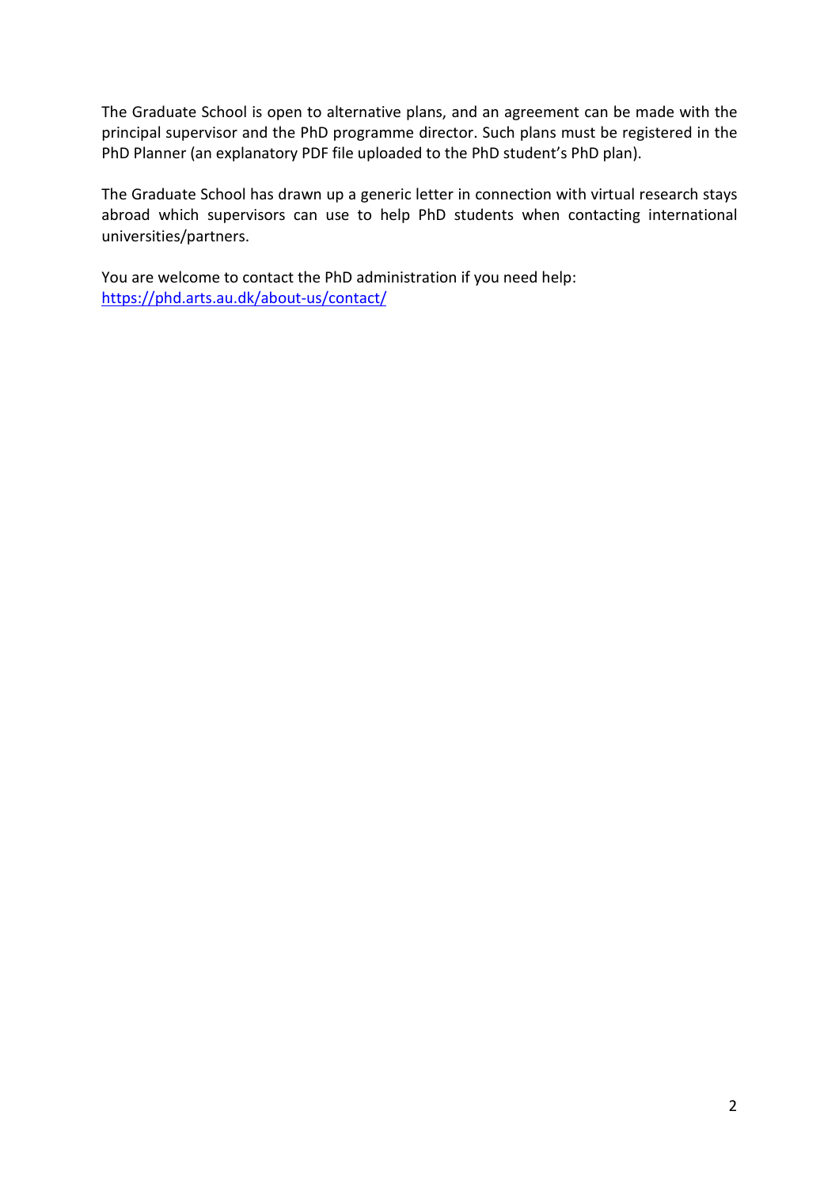The Graduate School is open to alternative plans, and an agreement can be made with the principal supervisor and the PhD programme director. Such plans must be registered in the PhD Planner (an explanatory PDF file uploaded to the PhD student's PhD plan).

The Graduate School has drawn up a generic letter in connection with virtual research stays abroad which supervisors can use to help PhD students when contacting international universities/partners.

You are welcome to contact the PhD administration if you need help:
https://phd.arts.au.dk/about-us/contact/